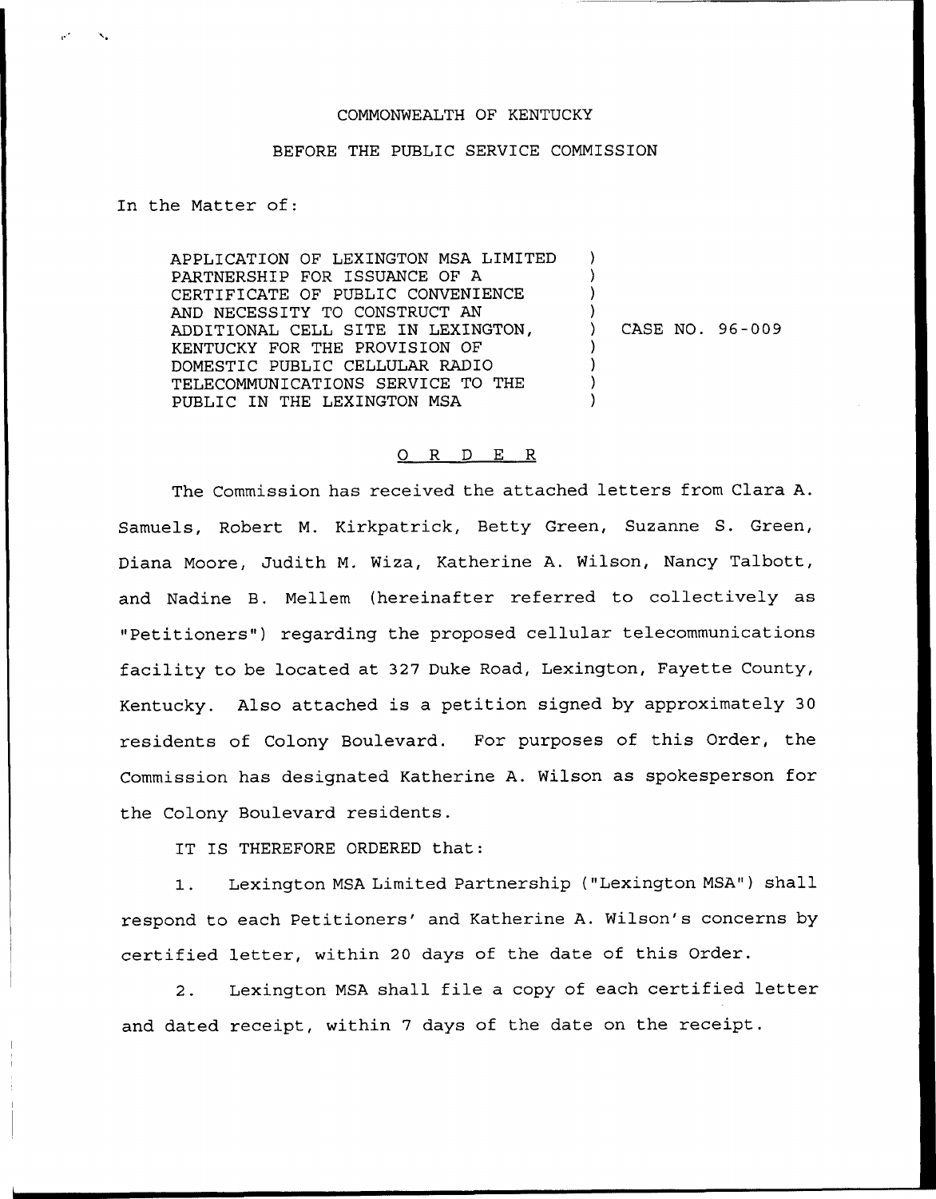COMMONWEALTH OF KENTUCKY

BEFORE THE PUBLIC SERVICE COMMISSION

In the Matter of:

| | | |
|---|---|---|
| APPLICATION OF LEXINGTON MSA LIMITED PARTNERSHIP FOR ISSUANCE OF A CERTIFICATE OF PUBLIC CONVENIENCE AND NECESSITY TO CONSTRUCT AN ADDITIONAL CELL SITE IN LEXINGTON, KENTUCKY FOR THE PROVISION OF DOMESTIC PUBLIC CELLULAR RADIO TELECOMMUNICATIONS SERVICE TO THE PUBLIC IN THE LEXINGTON MSA | ) | CASE NO. 96-009 |

## O R D E R

The Commission has received the attached letters from Clara A. Samuels, Robert M. Kirkpatrick, Betty Green, Suzanne S. Green, Diana Moore, Judith M. Wiza, Katherine A. Wilson, Nancy Talbott, and Nadine B. Mellem (hereinafter referred to collectively as "Petitioners") regarding the proposed cellular telecommunications facility to be located at 327 Duke Road, Lexington, Fayette County, Kentucky. Also attached is a petition signed by approximately 30 residents of Colony Boulevard. For purposes of this Order, the Commission has designated Katherine A. Wilson as spokesperson for the Colony Boulevard residents.

IT IS THEREFORE ORDERED that:

1. Lexington MSA Limited Partnership ("Lexington MSA") shall respond to each Petitioners' and Katherine A. Wilson's concerns by certified letter, within 20 days of the date of this Order.

2. Lexington MSA shall file a copy of each certified letter and dated receipt, within 7 days of the date on the receipt.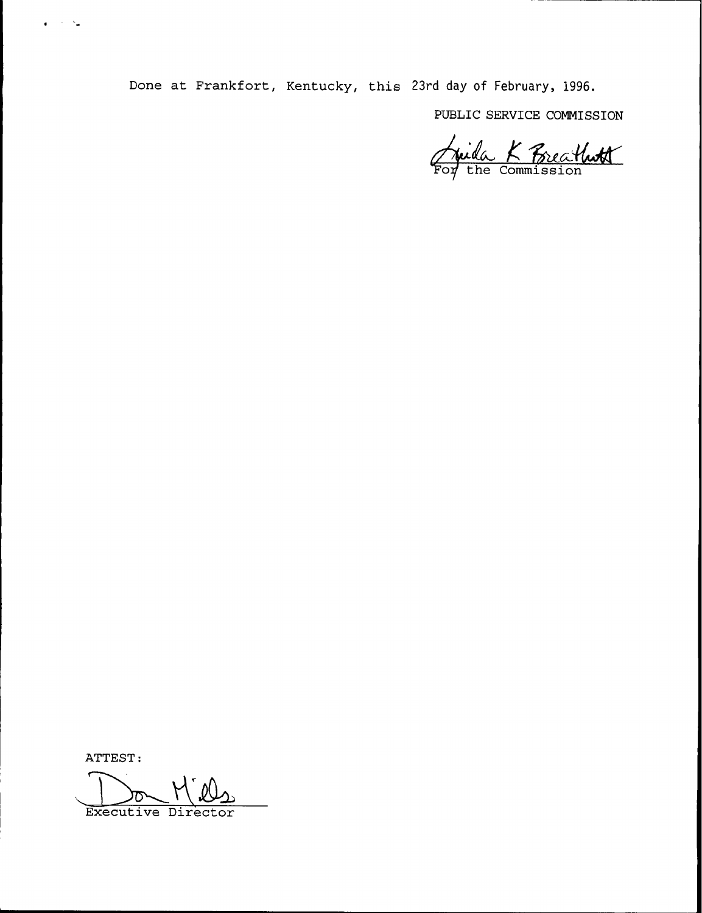Done at Frankfort, Kentucky, this 23rd day of February, 1996.

PUBLIC SERVICE COMMISSION

For the Commission

ATTEST:

Executive Director